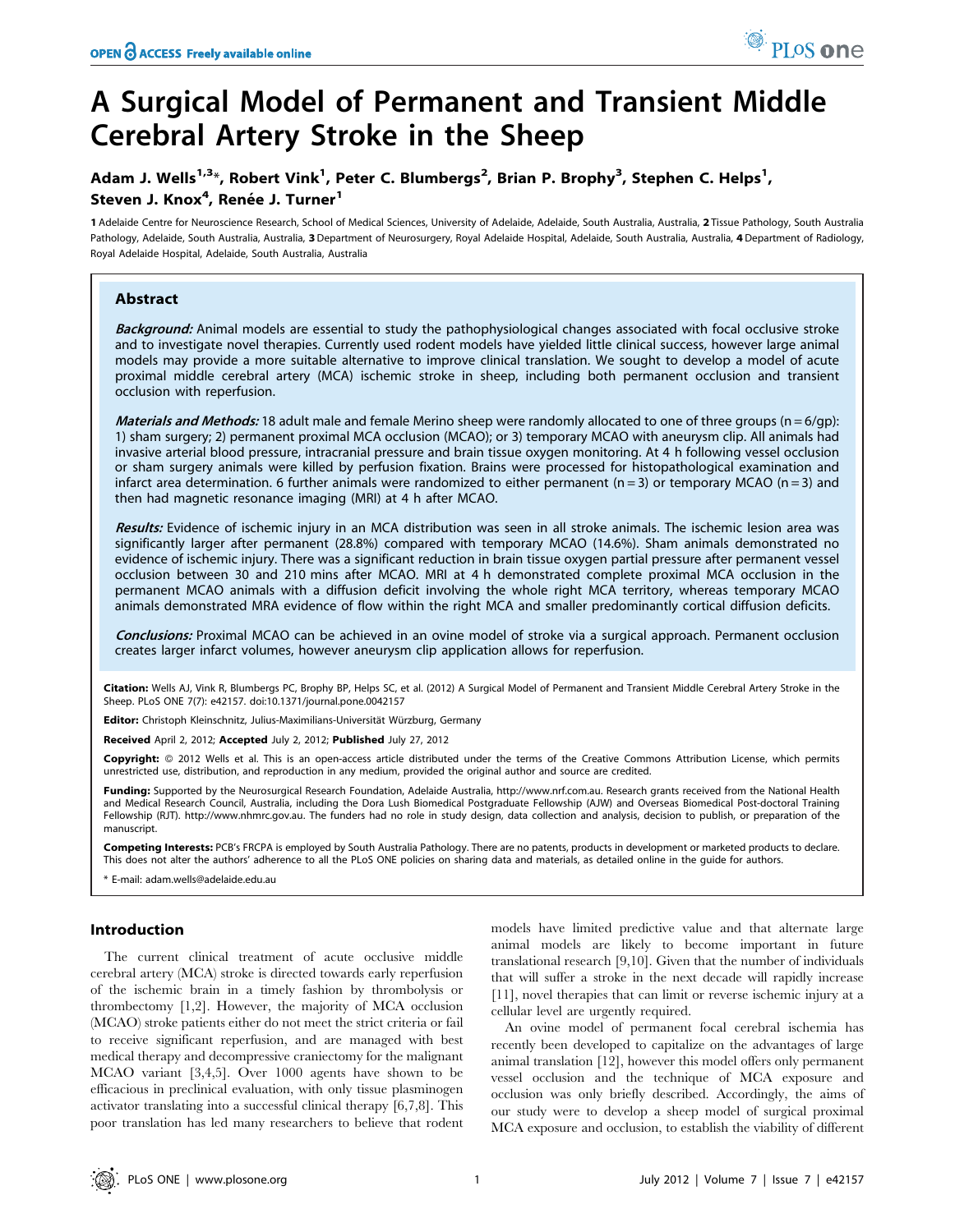# A Surgical Model of Permanent and Transient Middle Cerebral Artery Stroke in the Sheep

**Adam J. Wells[1,3]*, Robert Vink[1], Peter C. Blumbergs[2], Brian P. Brophy[3], Stephen C. Helps[1], Steven J. Knox[4], Renée J. Turner[1]**

1 Adelaide Centre for Neuroscience Research, School of Medical Sciences, University of Adelaide, Adelaide, South Australia, Australia, 2 Tissue Pathology, South Australia Pathology, Adelaide, South Australia, Australia, 3 Department of Neurosurgery, Royal Adelaide Hospital, Adelaide, South Australia, Australia, 4 Department of Radiology, Royal Adelaide Hospital, Adelaide, South Australia, Australia

## Abstract

***Background:*** Animal models are essential to study the pathophysiological changes associated with focal occlusive stroke and to investigate novel therapies. Currently used rodent models have yielded little clinical success, however large animal models may provide a more suitable alternative to improve clinical translation. We sought to develop a model of acute proximal middle cerebral artery (MCA) ischemic stroke in sheep, including both permanent occlusion and transient occlusion with reperfusion.

***Materials and Methods:*** 18 adult male and female Merino sheep were randomly allocated to one of three groups (n = 6/gp): 1) sham surgery; 2) permanent proximal MCA occlusion (MCAO); or 3) temporary MCAO with aneurysm clip. All animals had invasive arterial blood pressure, intracranial pressure and brain tissue oxygen monitoring. At 4 h following vessel occlusion or sham surgery animals were killed by perfusion fixation. Brains were processed for histopathological examination and infarct area determination. 6 further animals were randomized to either permanent (n = 3) or temporary MCAO (n = 3) and then had magnetic resonance imaging (MRI) at 4 h after MCAO.

***Results:*** Evidence of ischemic injury in an MCA distribution was seen in all stroke animals. The ischemic lesion area was significantly larger after permanent (28.8%) compared with temporary MCAO (14.6%). Sham animals demonstrated no evidence of ischemic injury. There was a significant reduction in brain tissue oxygen partial pressure after permanent vessel occlusion between 30 and 210 mins after MCAO. MRI at 4 h demonstrated complete proximal MCA occlusion in the permanent MCAO animals with a diffusion deficit involving the whole right MCA territory, whereas temporary MCAO animals demonstrated MRA evidence of flow within the right MCA and smaller predominantly cortical diffusion deficits.

***Conclusions:*** Proximal MCAO can be achieved in an ovine model of stroke via a surgical approach. Permanent occlusion creates larger infarct volumes, however aneurysm clip application allows for reperfusion.

**Citation:** Wells AJ, Vink R, Blumbergs PC, Brophy BP, Helps SC, et al. (2012) A Surgical Model of Permanent and Transient Middle Cerebral Artery Stroke in the Sheep. PLoS ONE 7(7): e42157. doi:10.1371/journal.pone.0042157

**Editor:** Christoph Kleinschnitz, Julius-Maximilians-Universität Würzburg, Germany

**Received** April 2, 2012; **Accepted** July 2, 2012; **Published** July 27, 2012

**Copyright:** © 2012 Wells et al. This is an open-access article distributed under the terms of the Creative Commons Attribution License, which permits unrestricted use, distribution, and reproduction in any medium, provided the original author and source are credited.

**Funding:** Supported by the Neurosurgical Research Foundation, Adelaide Australia, http://www.nrf.com.au. Research grants received from the National Health and Medical Research Council, Australia, including the Dora Lush Biomedical Postgraduate Fellowship (AJW) and Overseas Biomedical Post-doctoral Training Fellowship (RJT). http://www.nhmrc.gov.au. The funders had no role in study design, data collection and analysis, decision to publish, or preparation of the manuscript.

**Competing Interests:** PCB's FRCPA is employed by South Australia Pathology. There are no patents, products in development or marketed products to declare. This does not alter the authors' adherence to all the PLoS ONE policies on sharing data and materials, as detailed online in the guide for authors.

* E-mail: adam.wells@adelaide.edu.au

## Introduction

The current clinical treatment of acute occlusive middle cerebral artery (MCA) stroke is directed towards early reperfusion of the ischemic brain in a timely fashion by thrombolysis or thrombectomy [1,2]. However, the majority of MCA occlusion (MCAO) stroke patients either do not meet the strict criteria or fail to receive significant reperfusion, and are managed with best medical therapy and decompressive craniectomy for the malignant MCAO variant [3,4,5]. Over 1000 agents have shown to be efficacious in preclinical evaluation, with only tissue plasminogen activator translating into a successful clinical therapy [6,7,8]. This poor translation has led many researchers to believe that rodent models have limited predictive value and that alternate large animal models are likely to become important in future translational research [9,10]. Given that the number of individuals that will suffer a stroke in the next decade will rapidly increase [11], novel therapies that can limit or reverse ischemic injury at a cellular level are urgently required.

An ovine model of permanent focal cerebral ischemia has recently been developed to capitalize on the advantages of large animal translation [12], however this model offers only permanent vessel occlusion and the technique of MCA exposure and occlusion was only briefly described. Accordingly, the aims of our study were to develop a sheep model of surgical proximal MCA exposure and occlusion, to establish the viability of different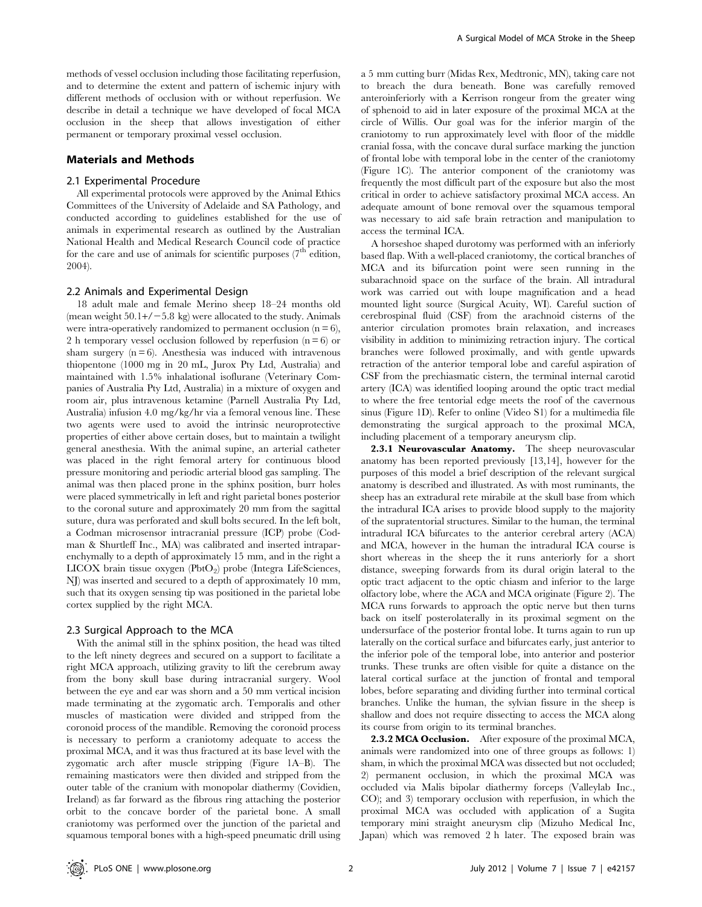methods of vessel occlusion including those facilitating reperfusion, and to determine the extent and pattern of ischemic injury with different methods of occlusion with or without reperfusion. We describe in detail a technique we have developed of focal MCA occlusion in the sheep that allows investigation of either permanent or temporary proximal vessel occlusion.

## Materials and Methods

### 2.1 Experimental Procedure

All experimental protocols were approved by the Animal Ethics Committees of the University of Adelaide and SA Pathology, and conducted according to guidelines established for the use of animals in experimental research as outlined by the Australian National Health and Medical Research Council code of practice for the care and use of animals for scientific purposes ($7^{th}$ edition, 2004).

### 2.2 Animals and Experimental Design

18 adult male and female Merino sheep 18–24 months old (mean weight 50.1+/−5.8 kg) were allocated to the study. Animals were intra-operatively randomized to permanent occlusion (n = 6), 2 h temporary vessel occlusion followed by reperfusion (n = 6) or sham surgery (n = 6). Anesthesia was induced with intravenous thiopentone (1000 mg in 20 mL, Jurox Pty Ltd, Australia) and maintained with 1.5% inhalational isoflurane (Veterinary Companies of Australia Pty Ltd, Australia) in a mixture of oxygen and room air, plus intravenous ketamine (Parnell Australia Pty Ltd, Australia) infusion 4.0 mg/kg/hr via a femoral venous line. These two agents were used to avoid the intrinsic neuroprotective properties of either above certain doses, but to maintain a twilight general anesthesia. With the animal supine, an arterial catheter was placed in the right femoral artery for continuous blood pressure monitoring and periodic arterial blood gas sampling. The animal was then placed prone in the sphinx position, burr holes were placed symmetrically in left and right parietal bones posterior to the coronal suture and approximately 20 mm from the sagittal suture, dura was perforated and skull bolts secured. In the left bolt, a Codman microsensor intracranial pressure (ICP) probe (Codman & Shurtleff Inc., MA) was calibrated and inserted intraparenchymally to a depth of approximately 15 mm, and in the right a LICOX brain tissue oxygen ($PbtO_2$) probe (Integra LifeSciences, NJ) was inserted and secured to a depth of approximately 10 mm, such that its oxygen sensing tip was positioned in the parietal lobe cortex supplied by the right MCA.

### 2.3 Surgical Approach to the MCA

With the animal still in the sphinx position, the head was tilted to the left ninety degrees and secured on a support to facilitate a right MCA approach, utilizing gravity to lift the cerebrum away from the bony skull base during intracranial surgery. Wool between the eye and ear was shorn and a 50 mm vertical incision made terminating at the zygomatic arch. Temporalis and other muscles of mastication were divided and stripped from the coronoid process of the mandible. Removing the coronoid process is necessary to perform a craniotomy adequate to access the proximal MCA, and it was thus fractured at its base level with the zygomatic arch after muscle stripping (Figure 1A–B). The remaining masticators were then divided and stripped from the outer table of the cranium with monopolar diathermy (Covidien, Ireland) as far forward as the fibrous ring attaching the posterior orbit to the concave border of the parietal bone. A small craniotomy was performed over the junction of the parietal and squamous temporal bones with a high-speed pneumatic drill using a 5 mm cutting burr (Midas Rex, Medtronic, MN), taking care not to breach the dura beneath. Bone was carefully removed anteroinferiorly with a Kerrison rongeur from the greater wing of sphenoid to aid in later exposure of the proximal MCA at the circle of Willis. Our goal was for the inferior margin of the craniotomy to run approximately level with floor of the middle cranial fossa, with the concave dural surface marking the junction of frontal lobe with temporal lobe in the center of the craniotomy (Figure 1C). The anterior component of the craniotomy was frequently the most difficult part of the exposure but also the most critical in order to achieve satisfactory proximal MCA access. An adequate amount of bone removal over the squamous temporal was necessary to aid safe brain retraction and manipulation to access the terminal ICA.

A horseshoe shaped durotomy was performed with an inferiorly based flap. With a well-placed craniotomy, the cortical branches of MCA and its bifurcation point were seen running in the subarachnoid space on the surface of the brain. All intradural work was carried out with loupe magnification and a head mounted light source (Surgical Acuity, WI). Careful suction of cerebrospinal fluid (CSF) from the arachnoid cisterns of the anterior circulation promotes brain relaxation, and increases visibility in addition to minimizing retraction injury. The cortical branches were followed proximally, and with gentle upwards retraction of the anterior temporal lobe and careful aspiration of CSF from the prechiasmatic cistern, the terminal internal carotid artery (ICA) was identified looping around the optic tract medial to where the free tentorial edge meets the roof of the cavernous sinus (Figure 1D). Refer to online (Video S1) for a multimedia file demonstrating the surgical approach to the proximal MCA, including placement of a temporary aneurysm clip.

**2.3.1 Neurovascular Anatomy.** The sheep neurovascular anatomy has been reported previously [13,14], however for the purposes of this model a brief description of the relevant surgical anatomy is described and illustrated. As with most ruminants, the sheep has an extradural rete mirabile at the skull base from which the intradural ICA arises to provide blood supply to the majority of the supratentorial structures. Similar to the human, the terminal intradural ICA bifurcates to the anterior cerebral artery (ACA) and MCA, however in the human the intradural ICA course is short whereas in the sheep the it runs anteriorly for a short distance, sweeping forwards from its dural origin lateral to the optic tract adjacent to the optic chiasm and inferior to the large olfactory lobe, where the ACA and MCA originate (Figure 2). The MCA runs forwards to approach the optic nerve but then turns back on itself posterolaterally in its proximal segment on the undersurface of the posterior frontal lobe. It turns again to run up laterally on the cortical surface and bifurcates early, just anterior to the inferior pole of the temporal lobe, into anterior and posterior trunks. These trunks are often visible for quite a distance on the lateral cortical surface at the junction of frontal and temporal lobes, before separating and dividing further into terminal cortical branches. Unlike the human, the sylvian fissure in the sheep is shallow and does not require dissecting to access the MCA along its course from origin to its terminal branches.

**2.3.2 MCA Occlusion.** After exposure of the proximal MCA, animals were randomized into one of three groups as follows: 1) sham, in which the proximal MCA was dissected but not occluded; 2) permanent occlusion, in which the proximal MCA was occluded via Malis bipolar diathermy forceps (Valleylab Inc., CO); and 3) temporary occlusion with reperfusion, in which the proximal MCA was occluded with application of a Sugita temporary mini straight aneurysm clip (Mizuho Medical Inc, Japan) which was removed 2 h later. The exposed brain was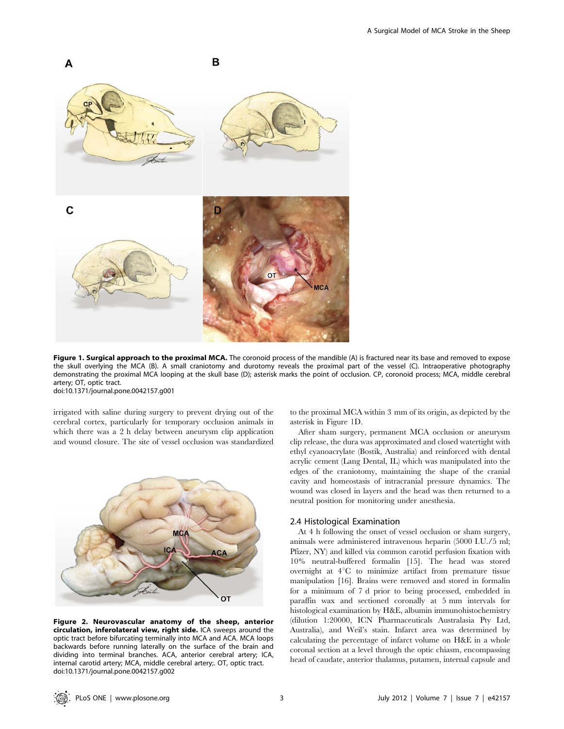**Figure 1. Surgical approach to the proximal MCA.** The coronoid process of the mandible (A) is fractured near its base and removed to expose the skull overlying the MCA (B). A small craniotomy and durotomy reveals the proximal part of the vessel (C). Intraoperative photography demonstrating the proximal MCA looping at the skull base (D); asterisk marks the point of occlusion. CP, coronoid process; MCA, middle cerebral artery; OT, optic tract.
doi:10.1371/journal.pone.0042157.g001

irrigated with saline during surgery to prevent drying out of the cerebral cortex, particularly for temporary occlusion animals in which there was a 2 h delay between aneurysm clip application and wound closure. The site of vessel occlusion was standardized to the proximal MCA within 3 mm of its origin, as depicted by the asterisk in Figure 1D.

After sham surgery, permanent MCA occlusion or aneurysm clip release, the dura was approximated and closed watertight with ethyl cyanoacrylate (Bostik, Australia) and reinforced with dental acrylic cement (Lang Dental, IL) which was manipulated into the edges of the craniotomy, maintaining the shape of the cranial cavity and homeostasis of intracranial pressure dynamics. The wound was closed in layers and the head was then returned to a neutral position for monitoring under anesthesia.

**Figure 2. Neurovascular anatomy of the sheep, anterior circulation, inferolateral view, right side.** ICA sweeps around the optic tract before bifurcating terminally into MCA and ACA. MCA loops backwards before running laterally on the surface of the brain and dividing into terminal branches. ACA, anterior cerebral artery; ICA, internal carotid artery; MCA, middle cerebral artery;. OT, optic tract.
doi:10.1371/journal.pone.0042157.g002

## 2.4 Histological Examination

At 4 h following the onset of vessel occlusion or sham surgery, animals were administered intravenous heparin (5000 I.U./5 ml; Pfizer, NY) and killed via common carotid perfusion fixation with 10% neutral-buffered formalin [15]. The head was stored overnight at 4°C to minimize artifact from premature tissue manipulation [16]. Brains were removed and stored in formalin for a minimum of 7 d prior to being processed, embedded in paraffin wax and sectioned coronally at 5 mm intervals for histological examination by H&E, albumin immunohistochemistry (dilution 1:20000, ICN Pharmaceuticals Australasia Pty Ltd, Australia), and Weil's stain. Infarct area was determined by calculating the percentage of infarct volume on H&E in a whole coronal section at a level through the optic chiasm, encompassing head of caudate, anterior thalamus, putamen, internal capsule and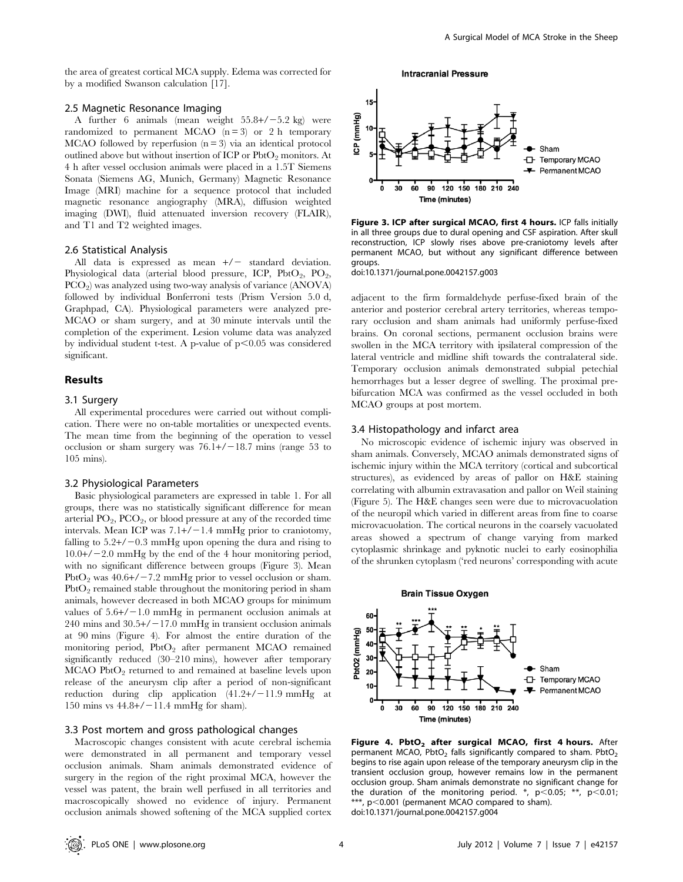the area of greatest cortical MCA supply. Edema was corrected for by a modified Swanson calculation [17].

### 2.5 Magnetic Resonance Imaging

A further 6 animals (mean weight 55.8+/−5.2 kg) were randomized to permanent MCAO (n = 3) or 2 h temporary MCAO followed by reperfusion (n = 3) via an identical protocol outlined above but without insertion of ICP or $PbtO_2$ monitors. At 4 h after vessel occlusion animals were placed in a 1.5T Siemens Sonata (Siemens AG, Munich, Germany) Magnetic Resonance Image (MRI) machine for a sequence protocol that included magnetic resonance angiography (MRA), diffusion weighted imaging (DWI), fluid attenuated inversion recovery (FLAIR), and T1 and T2 weighted images.

### 2.6 Statistical Analysis

All data is expressed as mean +/− standard deviation. Physiological data (arterial blood pressure, ICP, $PbtO_2$, $PO_2$, $PCO_2$) was analyzed using two-way analysis of variance (ANOVA) followed by individual Bonferroni tests (Prism Version 5.0 d, Graphpad, CA). Physiological parameters were analyzed pre-MCAO or sham surgery, and at 30 minute intervals until the completion of the experiment. Lesion volume data was analyzed by individual student t-test. A p-value of $p<0.05$ was considered significant.

## Results

### 3.1 Surgery

All experimental procedures were carried out without complication. There were no on-table mortalities or unexpected events. The mean time from the beginning of the operation to vessel occlusion or sham surgery was 76.1+/−18.7 mins (range 53 to 105 mins).

### 3.2 Physiological Parameters

Basic physiological parameters are expressed in table 1. For all groups, there was no statistically significant difference for mean arterial $PO_2$, $PCO_2$, or blood pressure at any of the recorded time intervals. Mean ICP was 7.1+/−1.4 mmHg prior to craniotomy, falling to 5.2+/−0.3 mmHg upon opening the dura and rising to 10.0+/−2.0 mmHg by the end of the 4 hour monitoring period, with no significant difference between groups (Figure 3). Mean $PbtO_2$ was 40.6+/−7.2 mmHg prior to vessel occlusion or sham. $PbtO_2$ remained stable throughout the monitoring period in sham animals, however decreased in both MCAO groups for minimum values of 5.6+/−1.0 mmHg in permanent occlusion animals at 240 mins and 30.5+/−17.0 mmHg in transient occlusion animals at 90 mins (Figure 4). For almost the entire duration of the monitoring period, $PbtO_2$ after permanent MCAO remained significantly reduced (30–210 mins), however after temporary MCAO $PbtO_2$ returned to and remained at baseline levels upon release of the aneurysm clip after a period of non-significant reduction during clip application (41.2+/−11.9 mmHg at 150 mins vs 44.8+/−11.4 mmHg for sham).

### 3.3 Post mortem and gross pathological changes

Macroscopic changes consistent with acute cerebral ischemia were demonstrated in all permanent and temporary vessel occlusion animals. Sham animals demonstrated evidence of surgery in the region of the right proximal MCA, however the vessel was patent, the brain well perfused in all territories and macroscopically showed no evidence of injury. Permanent occlusion animals showed softening of the MCA supplied cortex adjacent to the firm formaldehyde perfuse-fixed brain of the anterior and posterior cerebral artery territories, whereas temporary occlusion and sham animals had uniformly perfuse-fixed brains. On coronal sections, permanent occlusion brains were swollen in the MCA territory with ipsilateral compression of the lateral ventricle and midline shift towards the contralateral side. Temporary occlusion animals demonstrated subpial petechial hemorrhages but a lesser degree of swelling. The proximal pre-bifurcation MCA was confirmed as the vessel occluded in both MCAO groups at post mortem.

**Figure 3. ICP after surgical MCAO, first 4 hours.** ICP falls initially in all three groups due to dural opening and CSF aspiration. After skull reconstruction, ICP slowly rises above pre-craniotomy levels after permanent MCAO, but without any significant difference between groups.
doi:10.1371/journal.pone.0042157.g003

### 3.4 Histopathology and infarct area

No microscopic evidence of ischemic injury was observed in sham animals. Conversely, MCAO animals demonstrated signs of ischemic injury within the MCA territory (cortical and subcortical structures), as evidenced by areas of pallor on H&E staining correlating with albumin extravasation and pallor on Weil staining (Figure 5). The H&E changes seen were due to microvacuolation of the neuropil which varied in different areas from fine to coarse microvacuolation. The cortical neurons in the coarsely vacuolated areas showed a spectrum of change varying from marked cytoplasmic shrinkage and pyknotic nuclei to early eosinophilia of the shrunken cytoplasm ('red neurons' corresponding with acute

**Figure 4. $PbtO_2$ after surgical MCAO, first 4 hours.** After permanent MCAO, $PbtO_2$ falls significantly compared to sham. $PbtO_2$ begins to rise again upon release of the temporary aneurysm clip in the transient occlusion group, however remains low in the permanent occlusion group. Sham animals demonstrate no significant change for the duration of the monitoring period. *, $p<0.05$; **, $p<0.01$; ***, $p<0.001$ (permanent MCAO compared to sham).
doi:10.1371/journal.pone.0042157.g004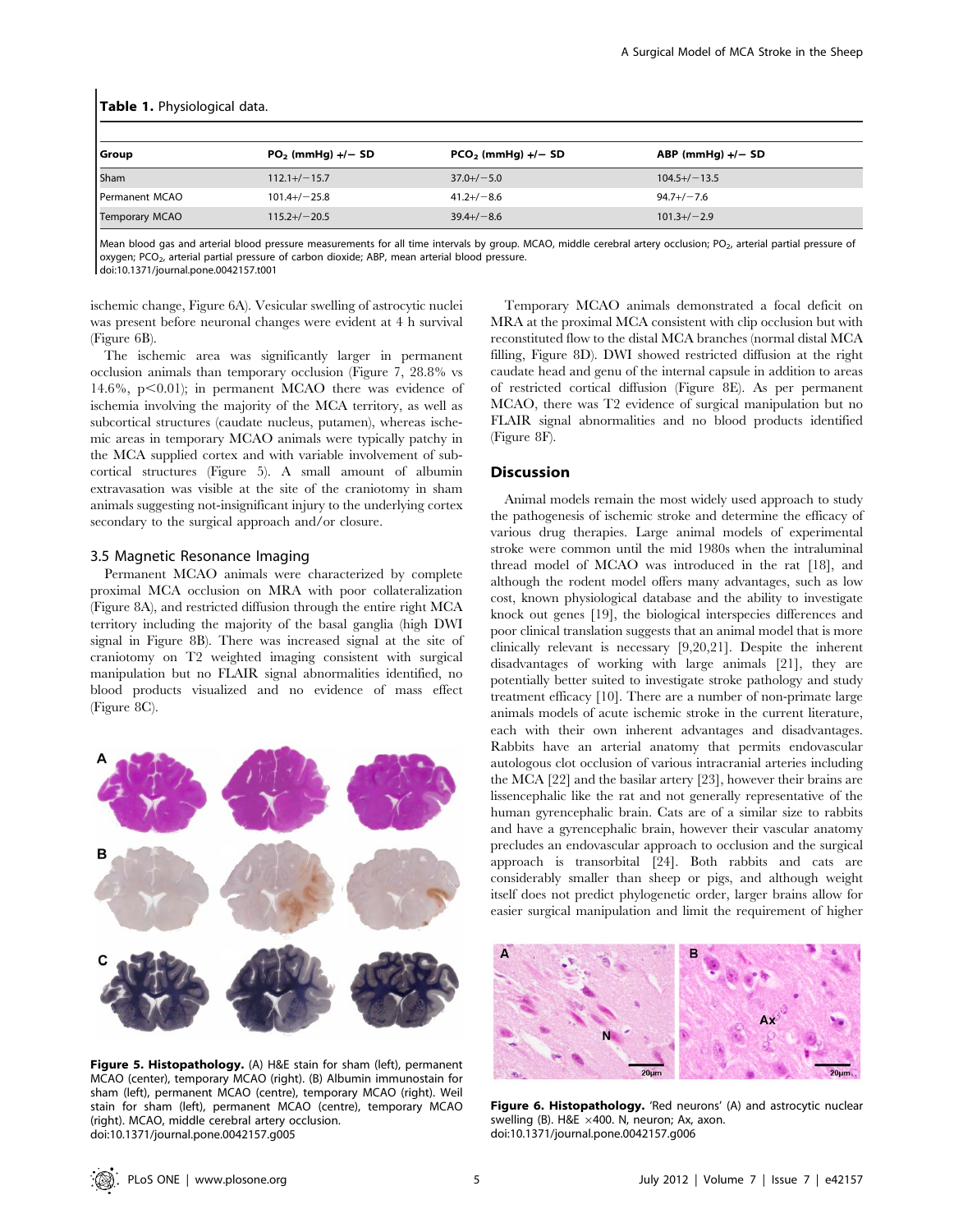**Table 1.** Physiological data.

| Group | $PO_2$ (mmHg) +/− SD | $PCO_2$ (mmHg) +/− SD | ABP (mmHg) +/− SD |
|---|---|---|---|
| Sham | 112.1+/−15.7 | 37.0+/−5.0 | 104.5+/−13.5 |
| Permanent MCAO | 101.4+/−25.8 | 41.2+/−8.6 | 94.7+/−7.6 |
| Temporary MCAO | 115.2+/−20.5 | 39.4+/−8.6 | 101.3+/−2.9 |

Mean blood gas and arterial blood pressure measurements for all time intervals by group. MCAO, middle cerebral artery occlusion; $PO_2$, arterial partial pressure of oxygen; $PCO_2$, arterial partial pressure of carbon dioxide; ABP, mean arterial blood pressure.
doi:10.1371/journal.pone.0042157.t001

ischemic change, Figure 6A). Vesicular swelling of astrocytic nuclei was present before neuronal changes were evident at 4 h survival (Figure 6B).

The ischemic area was significantly larger in permanent occlusion animals than temporary occlusion (Figure 7, 28.8% vs 14.6%, $p<0.01$); in permanent MCAO there was evidence of ischemia involving the majority of the MCA territory, as well as subcortical structures (caudate nucleus, putamen), whereas ischemic areas in temporary MCAO animals were typically patchy in the MCA supplied cortex and with variable involvement of subcortical structures (Figure 5). A small amount of albumin extravasation was visible at the site of the craniotomy in sham animals suggesting not-insignificant injury to the underlying cortex secondary to the surgical approach and/or closure.

### 3.5 Magnetic Resonance Imaging

Permanent MCAO animals were characterized by complete proximal MCA occlusion on MRA with poor collateralization (Figure 8A), and restricted diffusion through the entire right MCA territory including the majority of the basal ganglia (high DWI signal in Figure 8B). There was increased signal at the site of craniotomy on T2 weighted imaging consistent with surgical manipulation but no FLAIR signal abnormalities identified, no blood products visualized and no evidence of mass effect (Figure 8C).

**Figure 5. Histopathology.** (A) H&E stain for sham (left), permanent MCAO (center), temporary MCAO (right). (B) Albumin immunostain for sham (left), permanent MCAO (centre), temporary MCAO (right). Weil stain for sham (left), permanent MCAO (centre), temporary MCAO (right). MCAO, middle cerebral artery occlusion.
doi:10.1371/journal.pone.0042157.g005

Temporary MCAO animals demonstrated a focal deficit on MRA at the proximal MCA consistent with clip occlusion but with reconstituted flow to the distal MCA branches (normal distal MCA filling, Figure 8D). DWI showed restricted diffusion at the right caudate head and genu of the internal capsule in addition to areas of restricted cortical diffusion (Figure 8E). As per permanent MCAO, there was T2 evidence of surgical manipulation but no FLAIR signal abnormalities and no blood products identified (Figure 8F).

## Discussion

Animal models remain the most widely used approach to study the pathogenesis of ischemic stroke and determine the efficacy of various drug therapies. Large animal models of experimental stroke were common until the mid 1980s when the intraluminal thread model of MCAO was introduced in the rat [18], and although the rodent model offers many advantages, such as low cost, known physiological database and the ability to investigate knock out genes [19], the biological interspecies differences and poor clinical translation suggests that an animal model that is more clinically relevant is necessary [9,20,21]. Despite the inherent disadvantages of working with large animals [21], they are potentially better suited to investigate stroke pathology and study treatment efficacy [10]. There are a number of non-primate large animals models of acute ischemic stroke in the current literature, each with their own inherent advantages and disadvantages. Rabbits have an arterial anatomy that permits endovascular autologous clot occlusion of various intracranial arteries including the MCA [22] and the basilar artery [23], however their brains are lissencephalic like the rat and not generally representative of the human gyrencephalic brain. Cats are of a similar size to rabbits and have a gyrencephalic brain, however their vascular anatomy precludes an endovascular approach to occlusion and the surgical approach is transorbital [24]. Both rabbits and cats are considerably smaller than sheep or pigs, and although weight itself does not predict phylogenetic order, larger brains allow for easier surgical manipulation and limit the requirement of higher

**Figure 6. Histopathology.** 'Red neurons' (A) and astrocytic nuclear swelling (B). H&E ×400. N, neuron; Ax, axon.
doi:10.1371/journal.pone.0042157.g006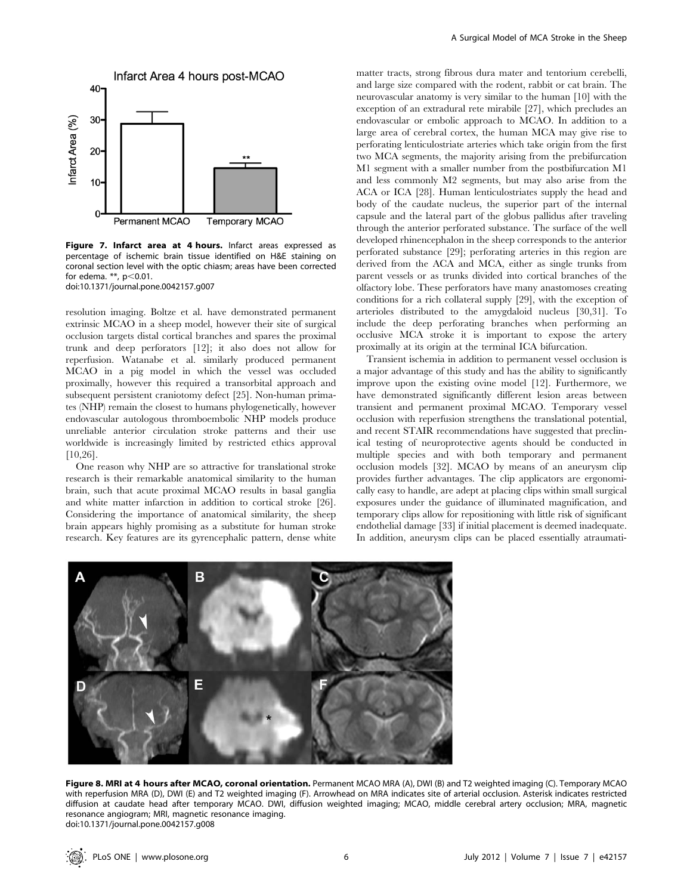**Figure 7. Infarct area at 4 hours.** Infarct areas expressed as percentage of ischemic brain tissue identified on H&E staining on coronal section level with the optic chiasm; areas have been corrected for edema. **, $p<0.01$.
doi:10.1371/journal.pone.0042157.g007

resolution imaging. Boltze et al. have demonstrated permanent extrinsic MCAO in a sheep model, however their site of surgical occlusion targets distal cortical branches and spares the proximal trunk and deep perforators [12]; it also does not allow for reperfusion. Watanabe et al. similarly produced permanent MCAO in a pig model in which the vessel was occluded proximally, however this required a transorbital approach and subsequent persistent craniotomy defect [25]. Non-human primates (NHP) remain the closest to humans phylogenetically, however endovascular autologous thromboembolic NHP models produce unreliable anterior circulation stroke patterns and their use worldwide is increasingly limited by restricted ethics approval [10,26].

One reason why NHP are so attractive for translational stroke research is their remarkable anatomical similarity to the human brain, such that acute proximal MCAO results in basal ganglia and white matter infarction in addition to cortical stroke [26]. Considering the importance of anatomical similarity, the sheep brain appears highly promising as a substitute for human stroke research. Key features are its gyrencephalic pattern, dense white matter tracts, strong fibrous dura mater and tentorium cerebelli, and large size compared with the rodent, rabbit or cat brain. The neurovascular anatomy is very similar to the human [10] with the exception of an extradural rete mirabile [27], which precludes an endovascular or embolic approach to MCAO. In addition to a large area of cerebral cortex, the human MCA may give rise to perforating lenticulostriate arteries which take origin from the first two MCA segments, the majority arising from the prebifurcation M1 segment with a smaller number from the postbifurcation M1 and less commonly M2 segments, but may also arise from the ACA or ICA [28]. Human lenticulostriates supply the head and body of the caudate nucleus, the superior part of the internal capsule and the lateral part of the globus pallidus after traveling through the anterior perforated substance. The surface of the well developed rhinencephalon in the sheep corresponds to the anterior perforated substance [29]; perforating arteries in this region are derived from the ACA and MCA, either as single trunks from parent vessels or as trunks divided into cortical branches of the olfactory lobe. These perforators have many anastomoses creating conditions for a rich collateral supply [29], with the exception of arterioles distributed to the amygdaloid nucleus [30,31]. To include the deep perforating branches when performing an occlusive MCA stroke it is important to expose the artery proximally at its origin at the terminal ICA bifurcation.

Transient ischemia in addition to permanent vessel occlusion is a major advantage of this study and has the ability to significantly improve upon the existing ovine model [12]. Furthermore, we have demonstrated significantly different lesion areas between transient and permanent proximal MCAO. Temporary vessel occlusion with reperfusion strengthens the translational potential, and recent STAIR recommendations have suggested that preclinical testing of neuroprotective agents should be conducted in multiple species and with both temporary and permanent occlusion models [32]. MCAO by means of an aneurysm clip provides further advantages. The clip applicators are ergonomically easy to handle, are adept at placing clips within small surgical exposures under the guidance of illuminated magnification, and temporary clips allow for repositioning with little risk of significant endothelial damage [33] if initial placement is deemed inadequate. In addition, aneurysm clips can be placed essentially atraumati-

**Figure 8. MRI at 4 hours after MCAO, coronal orientation.** Permanent MCAO MRA (A), DWI (B) and T2 weighted imaging (C). Temporary MCAO with reperfusion MRA (D), DWI (E) and T2 weighted imaging (F). Arrowhead on MRA indicates site of arterial occlusion. Asterisk indicates restricted diffusion at caudate head after temporary MCAO. DWI, diffusion weighted imaging; MCAO, middle cerebral artery occlusion; MRA, magnetic resonance angiogram; MRI, magnetic resonance imaging.
doi:10.1371/journal.pone.0042157.g008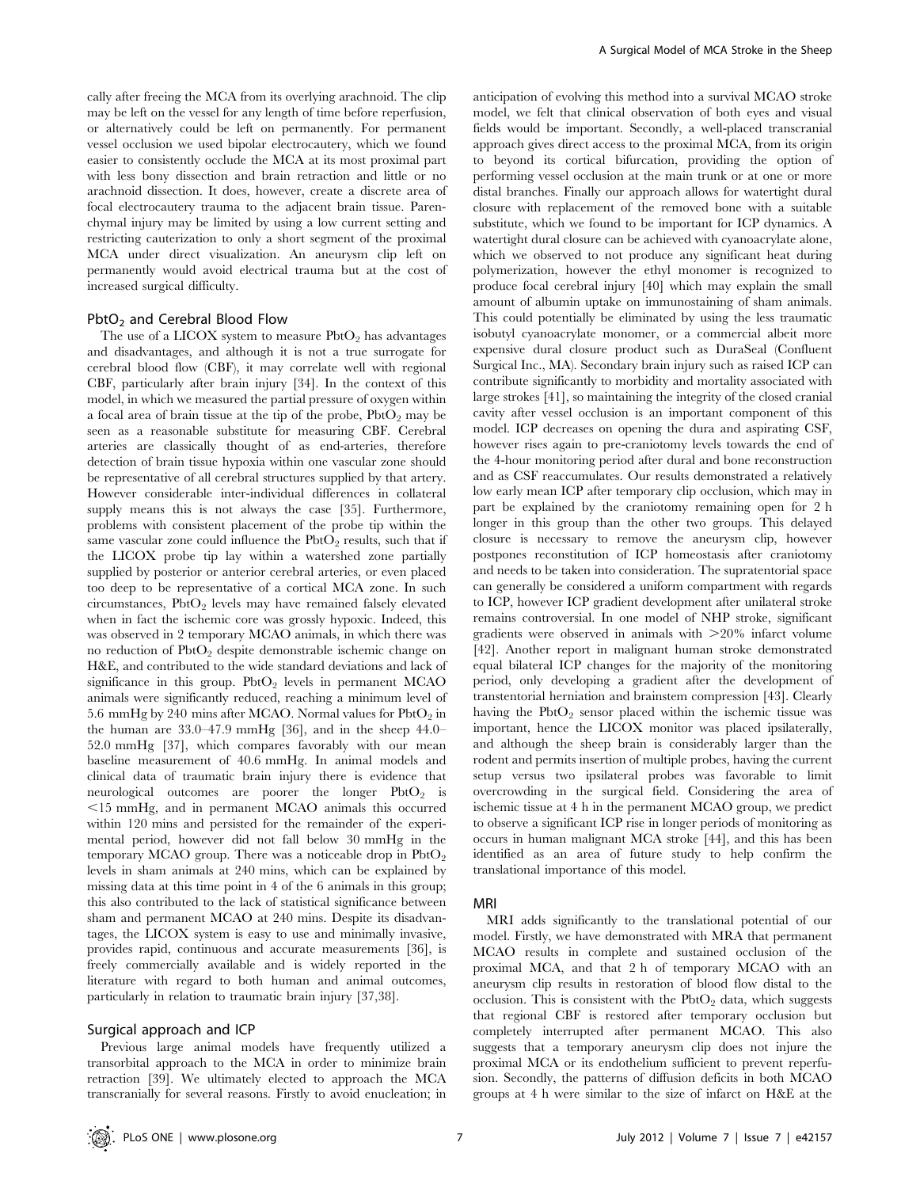cally after freeing the MCA from its overlying arachnoid. The clip may be left on the vessel for any length of time before reperfusion, or alternatively could be left on permanently. For permanent vessel occlusion we used bipolar electrocautery, which we found easier to consistently occlude the MCA at its most proximal part with less bony dissection and brain retraction and little or no arachnoid dissection. It does, however, create a discrete area of focal electrocautery trauma to the adjacent brain tissue. Parenchymal injury may be limited by using a low current setting and restricting cauterization to only a short segment of the proximal MCA under direct visualization. An aneurysm clip left on permanently would avoid electrical trauma but at the cost of increased surgical difficulty.

## $PbtO_2$ and Cerebral Blood Flow

The use of a LICOX system to measure $PbtO_2$ has advantages and disadvantages, and although it is not a true surrogate for cerebral blood flow (CBF), it may correlate well with regional CBF, particularly after brain injury [34]. In the context of this model, in which we measured the partial pressure of oxygen within a focal area of brain tissue at the tip of the probe, $PbtO_2$ may be seen as a reasonable substitute for measuring CBF. Cerebral arteries are classically thought of as end-arteries, therefore detection of brain tissue hypoxia within one vascular zone should be representative of all cerebral structures supplied by that artery. However considerable inter-individual differences in collateral supply means this is not always the case [35]. Furthermore, problems with consistent placement of the probe tip within the same vascular zone could influence the $PbtO_2$ results, such that if the LICOX probe tip lay within a watershed zone partially supplied by posterior or anterior cerebral arteries, or even placed too deep to be representative of a cortical MCA zone. In such circumstances, $PbtO_2$ levels may have remained falsely elevated when in fact the ischemic core was grossly hypoxic. Indeed, this was observed in 2 temporary MCAO animals, in which there was no reduction of $PbtO_2$ despite demonstrable ischemic change on H&E, and contributed to the wide standard deviations and lack of significance in this group. $PbtO_2$ levels in permanent MCAO animals were significantly reduced, reaching a minimum level of 5.6 mmHg by 240 mins after MCAO. Normal values for $PbtO_2$ in the human are 33.0–47.9 mmHg [36], and in the sheep 44.0–52.0 mmHg [37], which compares favorably with our mean baseline measurement of 40.6 mmHg. In animal models and clinical data of traumatic brain injury there is evidence that neurological outcomes are poorer the longer $PbtO_2$ is <15 mmHg, and in permanent MCAO animals this occurred within 120 mins and persisted for the remainder of the experimental period, however did not fall below 30 mmHg in the temporary MCAO group. There was a noticeable drop in $PbtO_2$ levels in sham animals at 240 mins, which can be explained by missing data at this time point in 4 of the 6 animals in this group; this also contributed to the lack of statistical significance between sham and permanent MCAO at 240 mins. Despite its disadvantages, the LICOX system is easy to use and minimally invasive, provides rapid, continuous and accurate measurements [36], is freely commercially available and is widely reported in the literature with regard to both human and animal outcomes, particularly in relation to traumatic brain injury [37,38].

## Surgical approach and ICP

Previous large animal models have frequently utilized a transorbital approach to the MCA in order to minimize brain retraction [39]. We ultimately elected to approach the MCA transcranially for several reasons. Firstly to avoid enucleation; in anticipation of evolving this method into a survival MCAO stroke model, we felt that clinical observation of both eyes and visual fields would be important. Secondly, a well-placed transcranial approach gives direct access to the proximal MCA, from its origin to beyond its cortical bifurcation, providing the option of performing vessel occlusion at the main trunk or at one or more distal branches. Finally our approach allows for watertight dural closure with replacement of the removed bone with a suitable substitute, which we found to be important for ICP dynamics. A watertight dural closure can be achieved with cyanoacrylate alone, which we observed to not produce any significant heat during polymerization, however the ethyl monomer is recognized to produce focal cerebral injury [40] which may explain the small amount of albumin uptake on immunostaining of sham animals. This could potentially be eliminated by using the less traumatic isobutyl cyanoacrylate monomer, or a commercial albeit more expensive dural closure product such as DuraSeal (Confluent Surgical Inc., MA). Secondary brain injury such as raised ICP can contribute significantly to morbidity and mortality associated with large strokes [41], so maintaining the integrity of the closed cranial cavity after vessel occlusion is an important component of this model. ICP decreases on opening the dura and aspirating CSF, however rises again to pre-craniotomy levels towards the end of the 4-hour monitoring period after dural and bone reconstruction and as CSF reaccumulates. Our results demonstrated a relatively low early mean ICP after temporary clip occlusion, which may in part be explained by the craniotomy remaining open for 2 h longer in this group than the other two groups. This delayed closure is necessary to remove the aneurysm clip, however postpones reconstitution of ICP homeostasis after craniotomy and needs to be taken into consideration. The supratentorial space can generally be considered a uniform compartment with regards to ICP, however ICP gradient development after unilateral stroke remains controversial. In one model of NHP stroke, significant gradients were observed in animals with >20% infarct volume [42]. Another report in malignant human stroke demonstrated equal bilateral ICP changes for the majority of the monitoring period, only developing a gradient after the development of transtentorial herniation and brainstem compression [43]. Clearly having the $PbtO_2$ sensor placed within the ischemic tissue was important, hence the LICOX monitor was placed ipsilaterally, and although the sheep brain is considerably larger than the rodent and permits insertion of multiple probes, having the current setup versus two ipsilateral probes was favorable to limit overcrowding in the surgical field. Considering the area of ischemic tissue at 4 h in the permanent MCAO group, we predict to observe a significant ICP rise in longer periods of monitoring as occurs in human malignant MCA stroke [44], and this has been identified as an area of future study to help confirm the translational importance of this model.

## MRI

MRI adds significantly to the translational potential of our model. Firstly, we have demonstrated with MRA that permanent MCAO results in complete and sustained occlusion of the proximal MCA, and that 2 h of temporary MCAO with an aneurysm clip results in restoration of blood flow distal to the occlusion. This is consistent with the $PbtO_2$ data, which suggests that regional CBF is restored after temporary occlusion but completely interrupted after permanent MCAO. This also suggests that a temporary aneurysm clip does not injure the proximal MCA or its endothelium sufficient to prevent reperfusion. Secondly, the patterns of diffusion deficits in both MCAO groups at 4 h were similar to the size of infarct on H&E at the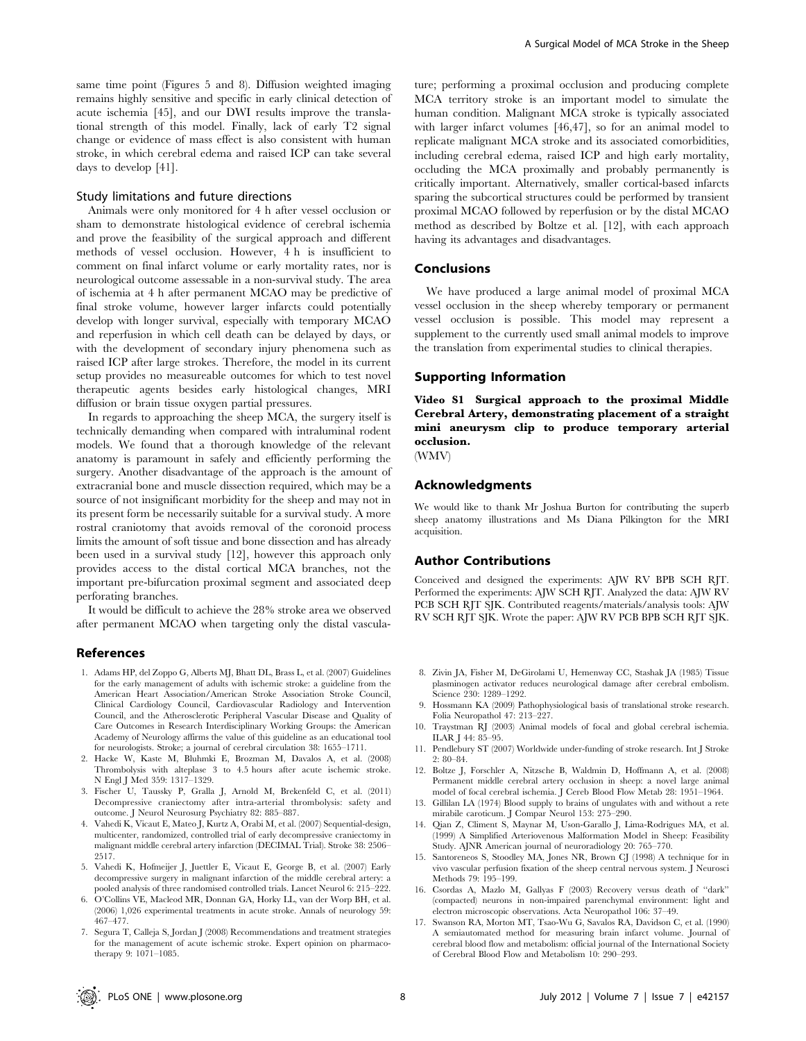same time point (Figures 5 and 8). Diffusion weighted imaging remains highly sensitive and specific in early clinical detection of acute ischemia [45], and our DWI results improve the translational strength of this model. Finally, lack of early T2 signal change or evidence of mass effect is also consistent with human stroke, in which cerebral edema and raised ICP can take several days to develop [41].

### Study limitations and future directions

Animals were only monitored for 4 h after vessel occlusion or sham to demonstrate histological evidence of cerebral ischemia and prove the feasibility of the surgical approach and different methods of vessel occlusion. However, 4 h is insufficient to comment on final infarct volume or early mortality rates, nor is neurological outcome assessable in a non-survival study. The area of ischemia at 4 h after permanent MCAO may be predictive of final stroke volume, however larger infarcts could potentially develop with longer survival, especially with temporary MCAO and reperfusion in which cell death can be delayed by days, or with the development of secondary injury phenomena such as raised ICP after large strokes. Therefore, the model in its current setup provides no measureable outcomes for which to test novel therapeutic agents besides early histological changes, MRI diffusion or brain tissue oxygen partial pressures.

In regards to approaching the sheep MCA, the surgery itself is technically demanding when compared with intraluminal rodent models. We found that a thorough knowledge of the relevant anatomy is paramount in safely and efficiently performing the surgery. Another disadvantage of the approach is the amount of extracranial bone and muscle dissection required, which may be a source of not insignificant morbidity for the sheep and may not in its present form be necessarily suitable for a survival study. A more rostral craniotomy that avoids removal of the coronoid process limits the amount of soft tissue and bone dissection and has already been used in a survival study [12], however this approach only provides access to the distal cortical MCA branches, not the important pre-bifurcation proximal segment and associated deep perforating branches.

It would be difficult to achieve the 28% stroke area we observed after permanent MCAO when targeting only the distal vasculature; performing a proximal occlusion and producing complete MCA territory stroke is an important model to simulate the human condition. Malignant MCA stroke is typically associated with larger infarct volumes [46,47], so for an animal model to replicate malignant MCA stroke and its associated comorbidities, including cerebral edema, raised ICP and high early mortality, occluding the MCA proximally and probably permanently is critically important. Alternatively, smaller cortical-based infarcts sparing the subcortical structures could be performed by transient proximal MCAO followed by reperfusion or by the distal MCAO method as described by Boltze et al. [12], with each approach having its advantages and disadvantages.

## Conclusions

We have produced a large animal model of proximal MCA vessel occlusion in the sheep whereby temporary or permanent vessel occlusion is possible. This model may represent a supplement to the currently used small animal models to improve the translation from experimental studies to clinical therapies.

## Supporting Information

**Video S1 Surgical approach to the proximal Middle Cerebral Artery, demonstrating placement of a straight mini aneurysm clip to produce temporary arterial occlusion.**
(WMV)

## Acknowledgments

We would like to thank Mr Joshua Burton for contributing the superb sheep anatomy illustrations and Ms Diana Pilkington for the MRI acquisition.

## Author Contributions

Conceived and designed the experiments: AJW RV BPB SCH RJT. Performed the experiments: AJW SCH RJT. Analyzed the data: AJW RV PCB SCH RJT SJK. Contributed reagents/materials/analysis tools: AJW RV SCH RJT SJK. Wrote the paper: AJW RV PCB BPB SCH RJT SJK.

## References

1. Adams HP, del Zoppo G, Alberts MJ, Bhatt DL, Brass L, et al. (2007) Guidelines for the early management of adults with ischemic stroke: a guideline from the American Heart Association/American Stroke Association Stroke Council, Clinical Cardiology Council, Cardiovascular Radiology and Intervention Council, and the Atherosclerotic Peripheral Vascular Disease and Quality of Care Outcomes in Research Interdisciplinary Working Groups: the American Academy of Neurology affirms the value of this guideline as an educational tool for neurologists. Stroke; a journal of cerebral circulation 38: 1655–1711.
2. Hacke W, Kaste M, Bluhmki E, Brozman M, Davalos A, et al. (2008) Thrombolysis with alteplase 3 to 4.5 hours after acute ischemic stroke. N Engl J Med 359: 1317–1329.
3. Fischer U, Taussky P, Gralla J, Arnold M, Brekenfeld C, et al. (2011) Decompressive craniectomy after intra-arterial thrombolysis: safety and outcome. J Neurol Neurosurg Psychiatry 82: 885–887.
4. Vahedi K, Vicaut E, Mateo J, Kurtz A, Orabi M, et al. (2007) Sequential-design, multicenter, randomized, controlled trial of early decompressive craniectomy in malignant middle cerebral artery infarction (DECIMAL Trial). Stroke 38: 2506–2517.
5. Vahedi K, Hofmeijer J, Juettler E, Vicaut E, George B, et al. (2007) Early decompressive surgery in malignant infarction of the middle cerebral artery: a pooled analysis of three randomised controlled trials. Lancet Neurol 6: 215–222.
6. O'Collins VE, Macleod MR, Donnan GA, Horky LL, van der Worp BH, et al. (2006) 1,026 experimental treatments in acute stroke. Annals of neurology 59: 467–477.
7. Segura T, Calleja S, Jordan J (2008) Recommendations and treatment strategies for the management of acute ischemic stroke. Expert opinion on pharmacotherapy 9: 1071–1085.
8. Zivin JA, Fisher M, DeGirolami U, Hemenway CC, Stashak JA (1985) Tissue plasminogen activator reduces neurological damage after cerebral embolism. Science 230: 1289–1292.
9. Hossmann KA (2009) Pathophysiological basis of translational stroke research. Folia Neuropathol 47: 213–227.
10. Traystman RJ (2003) Animal models of focal and global cerebral ischemia. ILAR J 44: 85–95.
11. Pendlebury ST (2007) Worldwide under-funding of stroke research. Int J Stroke 2: 80–84.
12. Boltze J, Forschler A, Nitzsche B, Waldmin D, Hoffmann A, et al. (2008) Permanent middle cerebral artery occlusion in sheep: a novel large animal model of focal cerebral ischemia. J Cereb Blood Flow Metab 28: 1951–1964.
13. Gillilan LA (1974) Blood supply to brains of ungulates with and without a rete mirabile caroticum. J Compar Neurol 153: 275–290.
14. Qian Z, Climent S, Maynar M, Uson-Garallo J, Lima-Rodrigues MA, et al. (1999) A Simplified Arteriovenous Malformation Model in Sheep: Feasibility Study. AJNR American journal of neuroradiology 20: 765–770.
15. Santoreneos S, Stoodley MA, Jones NR, Brown CJ (1998) A technique for in vivo vascular perfusion fixation of the sheep central nervous system. J Neurosci Methods 79: 195–199.
16. Csordas A, Mazlo M, Gallyas F (2003) Recovery versus death of "dark" (compacted) neurons in non-impaired parenchymal environment: light and electron microscopic observations. Acta Neuropathol 106: 37–49.
17. Swanson RA, Morton MT, Tsao-Wu G, Savalos RA, Davidson C, et al. (1990) A semiautomated method for measuring brain infarct volume. Journal of cerebral blood flow and metabolism: official journal of the International Society of Cerebral Blood Flow and Metabolism 10: 290–293.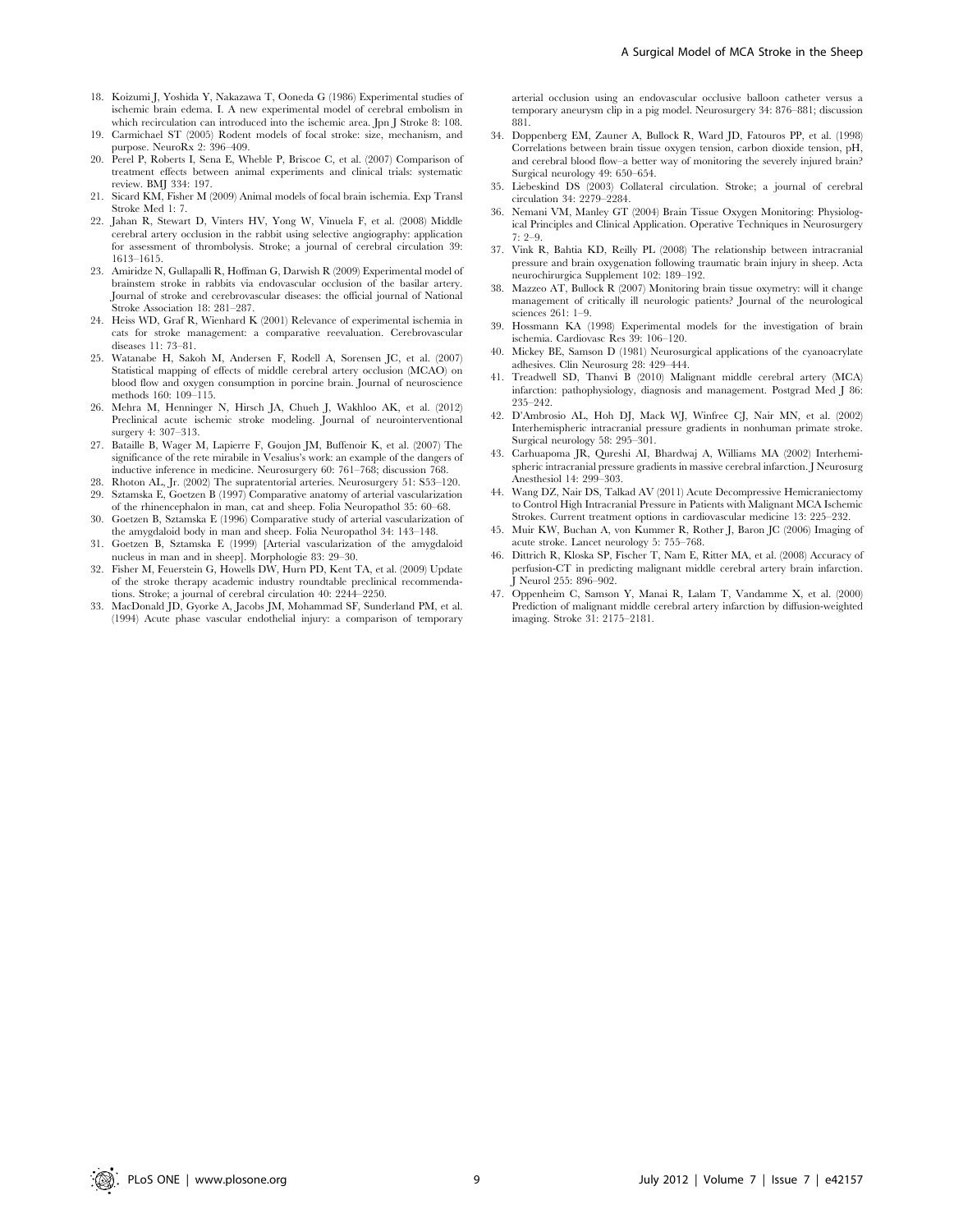18. Koizumi J, Yoshida Y, Nakazawa T, Ooneda G (1986) Experimental studies of ischemic brain edema. I. A new experimental model of cerebral embolism in which recirculation can introduced into the ischemic area. Jpn J Stroke 8: 108.
19. Carmichael ST (2005) Rodent models of focal stroke: size, mechanism, and purpose. NeuroRx 2: 396–409.
20. Perel P, Roberts I, Sena E, Wheble P, Briscoe C, et al. (2007) Comparison of treatment effects between animal experiments and clinical trials: systematic review. BMJ 334: 197.
21. Sicard KM, Fisher M (2009) Animal models of focal brain ischemia. Exp Transl Stroke Med 1: 7.
22. Jahan R, Stewart D, Vinters HV, Yong W, Vinuela F, et al. (2008) Middle cerebral artery occlusion in the rabbit using selective angiography: application for assessment of thrombolysis. Stroke; a journal of cerebral circulation 39: 1613–1615.
23. Amiridze N, Gullapalli R, Hoffman G, Darwish R (2009) Experimental model of brainstem stroke in rabbits via endovascular occlusion of the basilar artery. Journal of stroke and cerebrovascular diseases: the official journal of National Stroke Association 18: 281–287.
24. Heiss WD, Graf R, Wienhard K (2001) Relevance of experimental ischemia in cats for stroke management: a comparative reevaluation. Cerebrovascular diseases 11: 73–81.
25. Watanabe H, Sakoh M, Andersen F, Rodell A, Sorensen JC, et al. (2007) Statistical mapping of effects of middle cerebral artery occlusion (MCAO) on blood flow and oxygen consumption in porcine brain. Journal of neuroscience methods 160: 109–115.
26. Mehra M, Henninger N, Hirsch JA, Chueh J, Wakhloo AK, et al. (2012) Preclinical acute ischemic stroke modeling. Journal of neurointerventional surgery 4: 307–313.
27. Bataille B, Wager M, Lapierre F, Goujon JM, Buffenoir K, et al. (2007) The significance of the rete mirabile in Vesalius's work: an example of the dangers of inductive inference in medicine. Neurosurgery 60: 761–768; discussion 768.
28. Rhoton AL, Jr. (2002) The supratentorial arteries. Neurosurgery 51: S53–120.
29. Sztamska E, Goetzen B (1997) Comparative anatomy of arterial vascularization of the rhinencephalon in man, cat and sheep. Folia Neuropathol 35: 60–68.
30. Goetzen B, Sztamska E (1996) Comparative study of arterial vascularization of the amygdaloid body in man and sheep. Folia Neuropathol 34: 143–148.
31. Goetzen B, Sztamska E (1999) [Arterial vascularization of the amygdaloid nucleus in man and in sheep]. Morphologie 83: 29–30.
32. Fisher M, Feuerstein G, Howells DW, Hurn PD, Kent TA, et al. (2009) Update of the stroke therapy academic industry roundtable preclinical recommendations. Stroke; a journal of cerebral circulation 40: 2244–2250.
33. MacDonald JD, Gyorke A, Jacobs JM, Mohammad SF, Sunderland PM, et al. (1994) Acute phase vascular endothelial injury: a comparison of temporary arterial occlusion using an endovascular occlusive balloon catheter versus a temporary aneurysm clip in a pig model. Neurosurgery 34: 876–881; discussion 881.
34. Doppenberg EM, Zauner A, Bullock R, Ward JD, Fatouros PP, et al. (1998) Correlations between brain tissue oxygen tension, carbon dioxide tension, pH, and cerebral blood flow–a better way of monitoring the severely injured brain? Surgical neurology 49: 650–654.
35. Liebeskind DS (2003) Collateral circulation. Stroke; a journal of cerebral circulation 34: 2279–2284.
36. Nemani VM, Manley GT (2004) Brain Tissue Oxygen Monitoring: Physiological Principles and Clinical Application. Operative Techniques in Neurosurgery 7: 2–9.
37. Vink R, Bahtia KD, Reilly PL (2008) The relationship between intracranial pressure and brain oxygenation following traumatic brain injury in sheep. Acta neurochirurgica Supplement 102: 189–192.
38. Mazzeo AT, Bullock R (2007) Monitoring brain tissue oxymetry: will it change management of critically ill neurologic patients? Journal of the neurological sciences 261: 1–9.
39. Hossmann KA (1998) Experimental models for the investigation of brain ischemia. Cardiovasc Res 39: 106–120.
40. Mickey BE, Samson D (1981) Neurosurgical applications of the cyanoacrylate adhesives. Clin Neurosurg 28: 429–444.
41. Treadwell SD, Thanvi B (2010) Malignant middle cerebral artery (MCA) infarction: pathophysiology, diagnosis and management. Postgrad Med J 86: 235–242.
42. D'Ambrosio AL, Hoh DJ, Mack WJ, Winfree CJ, Nair MN, et al. (2002) Interhemispheric intracranial pressure gradients in nonhuman primate stroke. Surgical neurology 58: 295–301.
43. Carhuapoma JR, Qureshi AI, Bhardwaj A, Williams MA (2002) Interhemispheric intracranial pressure gradients in massive cerebral infarction. J Neurosurg Anesthesiol 14: 299–303.
44. Wang DZ, Nair DS, Talkad AV (2011) Acute Decompressive Hemicraniectomy to Control High Intracranial Pressure in Patients with Malignant MCA Ischemic Strokes. Current treatment options in cardiovascular medicine 13: 225–232.
45. Muir KW, Buchan A, von Kummer R, Rother J, Baron JC (2006) Imaging of acute stroke. Lancet neurology 5: 755–768.
46. Dittrich R, Kloska SP, Fischer T, Nam E, Ritter MA, et al. (2008) Accuracy of perfusion-CT in predicting malignant middle cerebral artery brain infarction. J Neurol 255: 896–902.
47. Oppenheim C, Samson Y, Manai R, Lalam T, Vandamme X, et al. (2000) Prediction of malignant middle cerebral artery infarction by diffusion-weighted imaging. Stroke 31: 2175–2181.